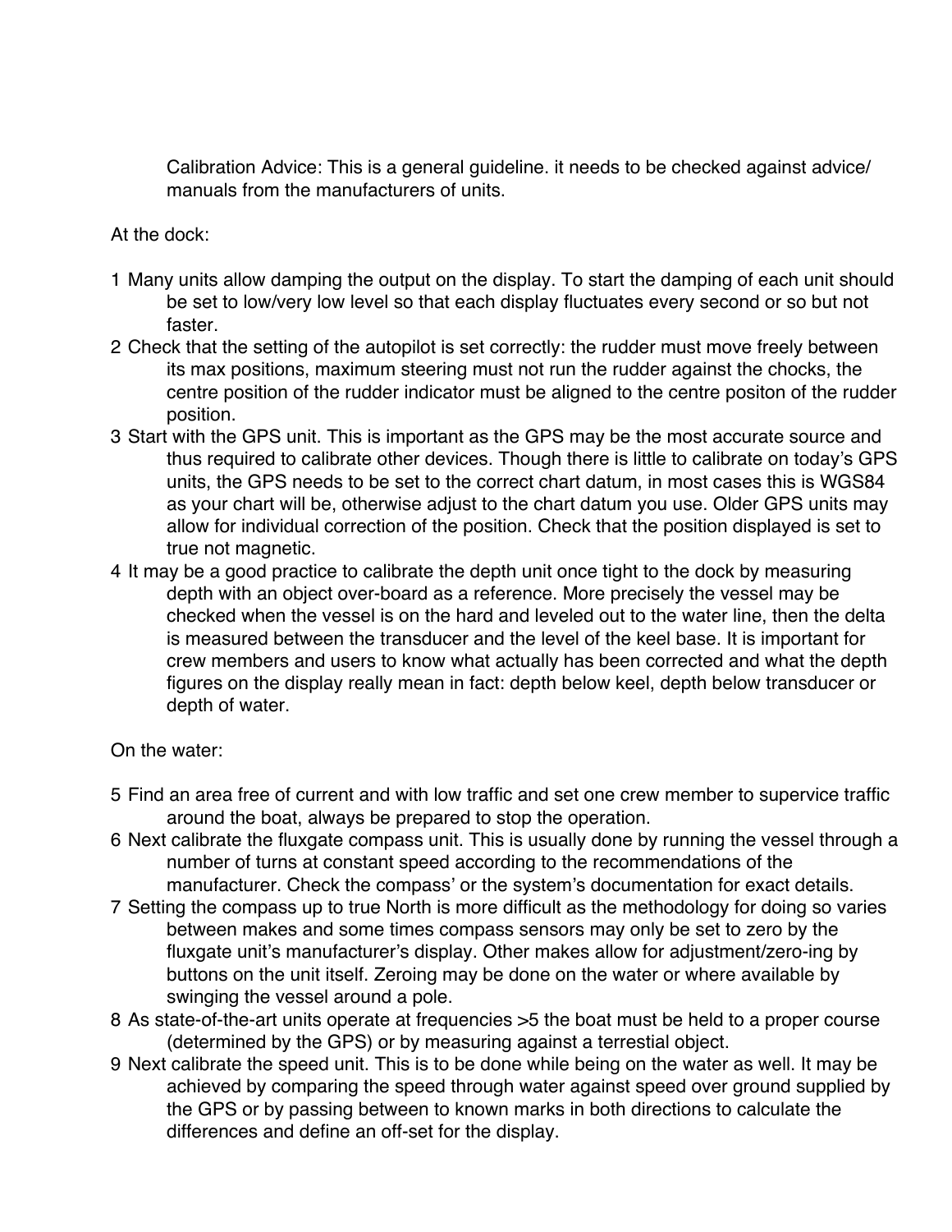Calibration Advice: This is a general guideline. it needs to be checked against advice/ manuals from the manufacturers of units.

At the dock:

1 Many units allow damping the output on the display. To start the damping of each unit should be set to low/very low level so that each display fluctuates every second or so but not faster.
2 Check that the setting of the autopilot is set correctly: the rudder must move freely between its max positions, maximum steering must not run the rudder against the chocks, the centre position of the rudder indicator must be aligned to the centre positon of the rudder position.
3 Start with the GPS unit. This is important as the GPS may be the most accurate source and thus required to calibrate other devices. Though there is little to calibrate on today's GPS units, the GPS needs to be set to the correct chart datum, in most cases this is WGS84 as your chart will be, otherwise adjust to the chart datum you use. Older GPS units may allow for individual correction of the position. Check that the position displayed is set to true not magnetic.
4 It may be a good practice to calibrate the depth unit once tight to the dock by measuring depth with an object over-board as a reference. More precisely the vessel may be checked when the vessel is on the hard and leveled out to the water line, then the delta is measured between the transducer and the level of the keel base. It is important for crew members and users to know what actually has been corrected and what the depth figures on the display really mean in fact: depth below keel, depth below transducer or depth of water.

On the water:

5 Find an area free of current and with low traffic and set one crew member to supervice traffic around the boat, always be prepared to stop the operation.
6 Next calibrate the fluxgate compass unit. This is usually done by running the vessel through a number of turns at constant speed according to the recommendations of the manufacturer. Check the compass' or the system's documentation for exact details.
7 Setting the compass up to true North is more difficult as the methodology for doing so varies between makes and some times compass sensors may only be set to zero by the fluxgate unit's manufacturer's display. Other makes allow for adjustment/zero-ing by buttons on the unit itself. Zeroing may be done on the water or where available by swinging the vessel around a pole.
8 As state-of-the-art units operate at frequencies >5 the boat must be held to a proper course (determined by the GPS) or by measuring against a terrestial object.
9 Next calibrate the speed unit. This is to be done while being on the water as well. It may be achieved by comparing the speed through water against speed over ground supplied by the GPS or by passing between to known marks in both directions to calculate the differences and define an off-set for the display.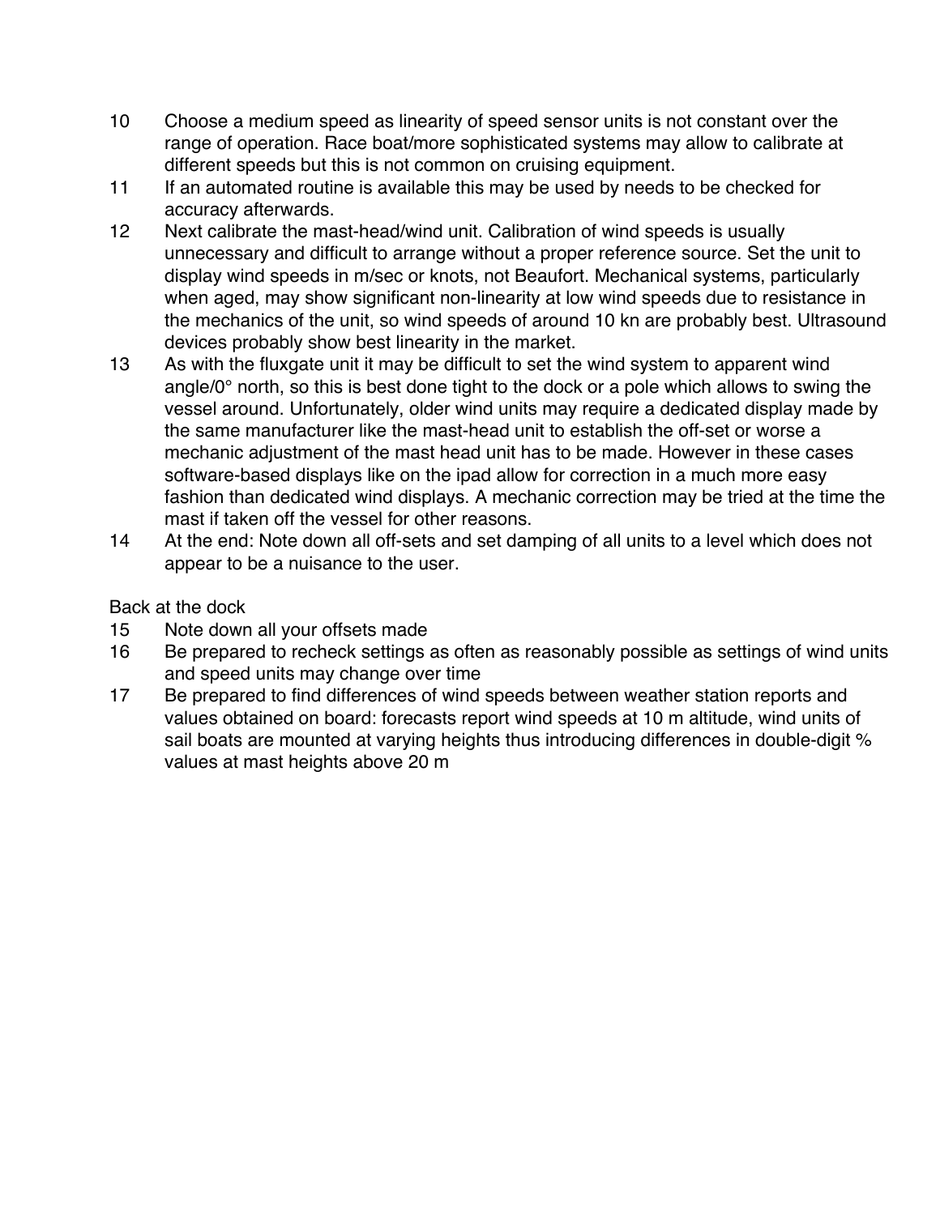10 Choose a medium speed as linearity of speed sensor units is not constant over the range of operation. Race boat/more sophisticated systems may allow to calibrate at different speeds but this is not common on cruising equipment.

11 If an automated routine is available this may be used by needs to be checked for accuracy afterwards.

12 Next calibrate the mast-head/wind unit. Calibration of wind speeds is usually unnecessary and difficult to arrange without a proper reference source. Set the unit to display wind speeds in m/sec or knots, not Beaufort. Mechanical systems, particularly when aged, may show significant non-linearity at low wind speeds due to resistance in the mechanics of the unit, so wind speeds of around 10 kn are probably best. Ultrasound devices probably show best linearity in the market.

13 As with the fluxgate unit it may be difficult to set the wind system to apparent wind angle/0° north, so this is best done tight to the dock or a pole which allows to swing the vessel around. Unfortunately, older wind units may require a dedicated display made by the same manufacturer like the mast-head unit to establish the off-set or worse a mechanic adjustment of the mast head unit has to be made. However in these cases software-based displays like on the ipad allow for correction in a much more easy fashion than dedicated wind displays. A mechanic correction may be tried at the time the mast if taken off the vessel for other reasons.

14 At the end: Note down all off-sets and set damping of all units to a level which does not appear to be a nuisance to the user.

Back at the dock

15 Note down all your offsets made

16 Be prepared to recheck settings as often as reasonably possible as settings of wind units and speed units may change over time

17 Be prepared to find differences of wind speeds between weather station reports and values obtained on board: forecasts report wind speeds at 10 m altitude, wind units of sail boats are mounted at varying heights thus introducing differences in double-digit % values at mast heights above 20 m